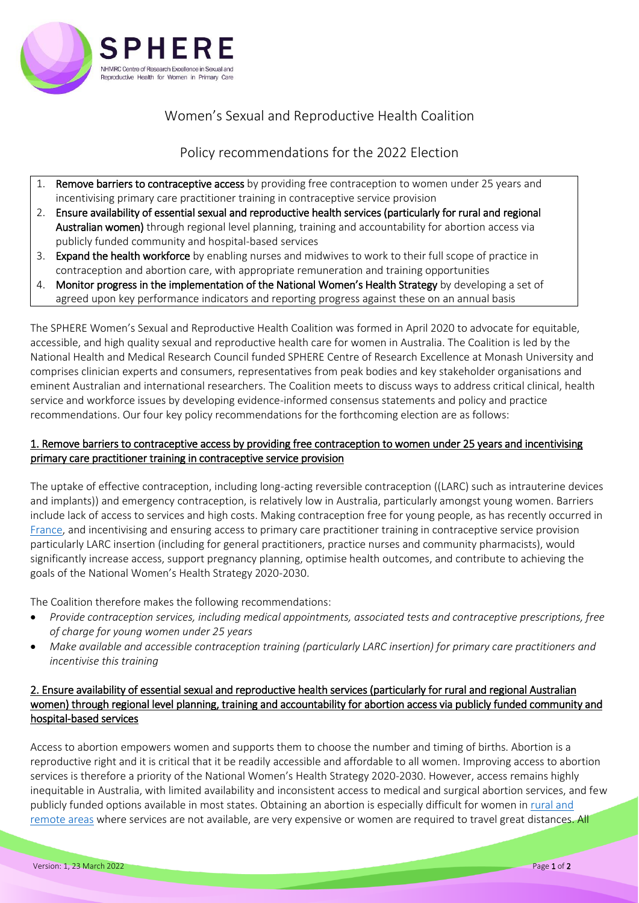# Women's Sexual and Reproductive Health Coalition

## Policy recommendations for the 2022 Election

1. **Remove barriers to contraceptive access** by providing free contraception to women under 25 years and incentivising primary care practitioner training in contraceptive service provision
2. **Ensure availability of essential sexual and reproductive health services (particularly for rural and regional Australian women)** through regional level planning, training and accountability for abortion access via publicly funded community and hospital-based services
3. **Expand the health workforce** by enabling nurses and midwives to work to their full scope of practice in contraception and abortion care, with appropriate remuneration and training opportunities
4. **Monitor progress in the implementation of the National Women's Health Strategy** by developing a set of agreed upon key performance indicators and reporting progress against these on an annual basis

The SPHERE Women's Sexual and Reproductive Health Coalition was formed in April 2020 to advocate for equitable, accessible, and high quality sexual and reproductive health care for women in Australia. The Coalition is led by the National Health and Medical Research Council funded SPHERE Centre of Research Excellence at Monash University and comprises clinician experts and consumers, representatives from peak bodies and key stakeholder organisations and eminent Australian and international researchers. The Coalition meets to discuss ways to address critical clinical, health service and workforce issues by developing evidence-informed consensus statements and policy and practice recommendations. Our four key policy recommendations for the forthcoming election are as follows:

### 1. Remove barriers to contraceptive access by providing free contraception to women under 25 years and incentivising primary care practitioner training in contraceptive service provision

The uptake of effective contraception, including long-acting reversible contraception ((LARC) such as intrauterine devices and implants)) and emergency contraception, is relatively low in Australia, particularly amongst young women. Barriers include lack of access to services and high costs. Making contraception free for young people, as has recently occurred in France, and incentivising and ensuring access to primary care practitioner training in contraceptive service provision particularly LARC insertion (including for general practitioners, practice nurses and community pharmacists), would significantly increase access, support pregnancy planning, optimise health outcomes, and contribute to achieving the goals of the National Women's Health Strategy 2020-2030.

The Coalition therefore makes the following recommendations:

- *Provide contraception services, including medical appointments, associated tests and contraceptive prescriptions, free of charge for young women under 25 years*
- *Make available and accessible contraception training (particularly LARC insertion) for primary care practitioners and incentivise this training*

### 2. Ensure availability of essential sexual and reproductive health services (particularly for rural and regional Australian women) through regional level planning, training and accountability for abortion access via publicly funded community and hospital-based services

Access to abortion empowers women and supports them to choose the number and timing of births. Abortion is a reproductive right and it is critical that it be readily accessible and affordable to all women. Improving access to abortion services is therefore a priority of the National Women's Health Strategy 2020-2030. However, access remains highly inequitable in Australia, with limited availability and inconsistent access to medical and surgical abortion services, and few publicly funded options available in most states. Obtaining an abortion is especially difficult for women in rural and remote areas where services are not available, are very expensive or women are required to travel great distances. All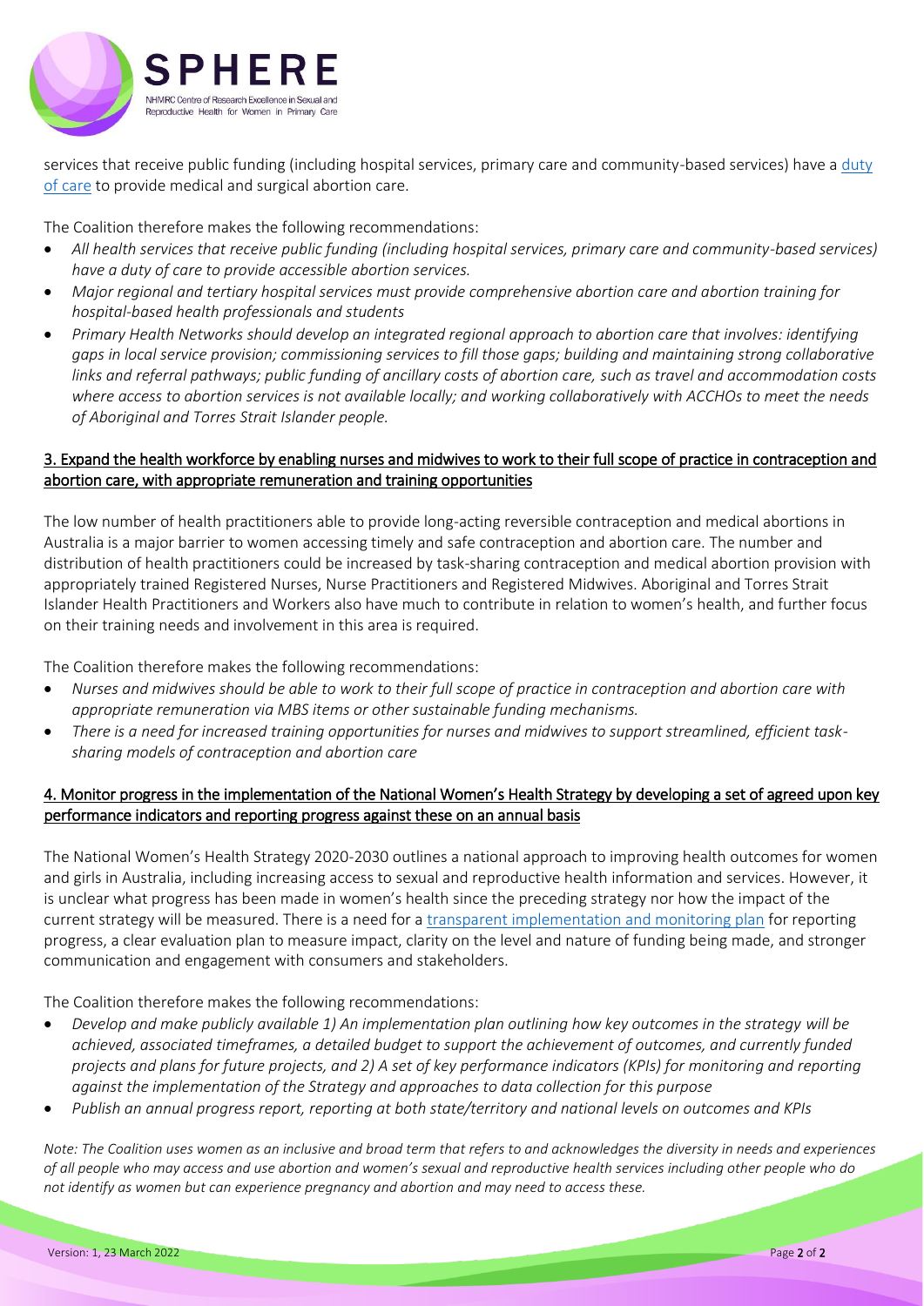services that receive public funding (including hospital services, primary care and community-based services) have a duty of care to provide medical and surgical abortion care.

The Coalition therefore makes the following recommendations:

- *All health services that receive public funding (including hospital services, primary care and community-based services) have a duty of care to provide accessible abortion services.*
- *Major regional and tertiary hospital services must provide comprehensive abortion care and abortion training for hospital-based health professionals and students*
- *Primary Health Networks should develop an integrated regional approach to abortion care that involves: identifying gaps in local service provision; commissioning services to fill those gaps; building and maintaining strong collaborative links and referral pathways; public funding of ancillary costs of abortion care, such as travel and accommodation costs where access to abortion services is not available locally; and working collaboratively with ACCHOs to meet the needs of Aboriginal and Torres Strait Islander people.*

## 3. Expand the health workforce by enabling nurses and midwives to work to their full scope of practice in contraception and abortion care, with appropriate remuneration and training opportunities

The low number of health practitioners able to provide long-acting reversible contraception and medical abortions in Australia is a major barrier to women accessing timely and safe contraception and abortion care. The number and distribution of health practitioners could be increased by task-sharing contraception and medical abortion provision with appropriately trained Registered Nurses, Nurse Practitioners and Registered Midwives. Aboriginal and Torres Strait Islander Health Practitioners and Workers also have much to contribute in relation to women's health, and further focus on their training needs and involvement in this area is required.

The Coalition therefore makes the following recommendations:

- *Nurses and midwives should be able to work to their full scope of practice in contraception and abortion care with appropriate remuneration via MBS items or other sustainable funding mechanisms.*
- *There is a need for increased training opportunities for nurses and midwives to support streamlined, efficient task-sharing models of contraception and abortion care*

## 4. Monitor progress in the implementation of the National Women's Health Strategy by developing a set of agreed upon key performance indicators and reporting progress against these on an annual basis

The National Women's Health Strategy 2020-2030 outlines a national approach to improving health outcomes for women and girls in Australia, including increasing access to sexual and reproductive health information and services. However, it is unclear what progress has been made in women's health since the preceding strategy nor how the impact of the current strategy will be measured. There is a need for a transparent implementation and monitoring plan for reporting progress, a clear evaluation plan to measure impact, clarity on the level and nature of funding being made, and stronger communication and engagement with consumers and stakeholders.

The Coalition therefore makes the following recommendations:

- *Develop and make publicly available 1) An implementation plan outlining how key outcomes in the strategy will be achieved, associated timeframes, a detailed budget to support the achievement of outcomes, and currently funded projects and plans for future projects, and 2) A set of key performance indicators (KPIs) for monitoring and reporting against the implementation of the Strategy and approaches to data collection for this purpose*
- *Publish an annual progress report, reporting at both state/territory and national levels on outcomes and KPIs*

*Note: The Coalition uses women as an inclusive and broad term that refers to and acknowledges the diversity in needs and experiences of all people who may access and use abortion and women's sexual and reproductive health services including other people who do not identify as women but can experience pregnancy and abortion and may need to access these.*